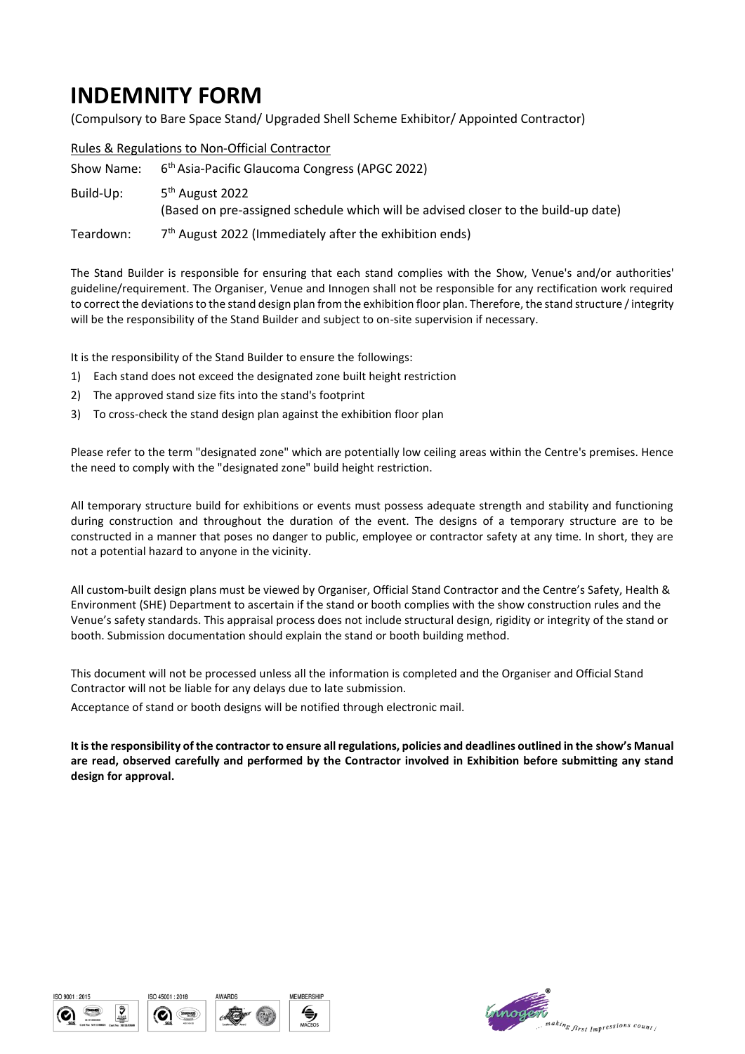# INDEMNITY FORM

(Compulsory to Bare Space Stand/ Upgraded Shell Scheme Exhibitor/ Appointed Contractor)

Rules & Regulations to Non-Official Contractor

Show Name: 6th Asia-Pacific Glaucoma Congress (APGC 2022)

Build-Up: 5th August 2022
(Based on pre-assigned schedule which will be advised closer to the build-up date)

Teardown: 7th August 2022 (Immediately after the exhibition ends)

The Stand Builder is responsible for ensuring that each stand complies with the Show, Venue's and/or authorities' guideline/requirement. The Organiser, Venue and Innogen shall not be responsible for any rectification work required to correct the deviations to the stand design plan from the exhibition floor plan. Therefore, the stand structure / integrity will be the responsibility of the Stand Builder and subject to on-site supervision if necessary.

It is the responsibility of the Stand Builder to ensure the followings:

1) Each stand does not exceed the designated zone built height restriction
2) The approved stand size fits into the stand's footprint
3) To cross-check the stand design plan against the exhibition floor plan

Please refer to the term "designated zone" which are potentially low ceiling areas within the Centre's premises. Hence the need to comply with the "designated zone" build height restriction.

All temporary structure build for exhibitions or events must possess adequate strength and stability and functioning during construction and throughout the duration of the event. The designs of a temporary structure are to be constructed in a manner that poses no danger to public, employee or contractor safety at any time. In short, they are not a potential hazard to anyone in the vicinity.

All custom-built design plans must be viewed by Organiser, Official Stand Contractor and the Centre's Safety, Health & Environment (SHE) Department to ascertain if the stand or booth complies with the show construction rules and the Venue's safety standards. This appraisal process does not include structural design, rigidity or integrity of the stand or booth. Submission documentation should explain the stand or booth building method.

This document will not be processed unless all the information is completed and the Organiser and Official Stand Contractor will not be liable for any delays due to late submission.

Acceptance of stand or booth designs will be notified through electronic mail.

**It is the responsibility of the contractor to ensure all regulations, policies and deadlines outlined in the show's Manual are read, observed carefully and performed by the Contractor involved in Exhibition before submitting any stand design for approval.**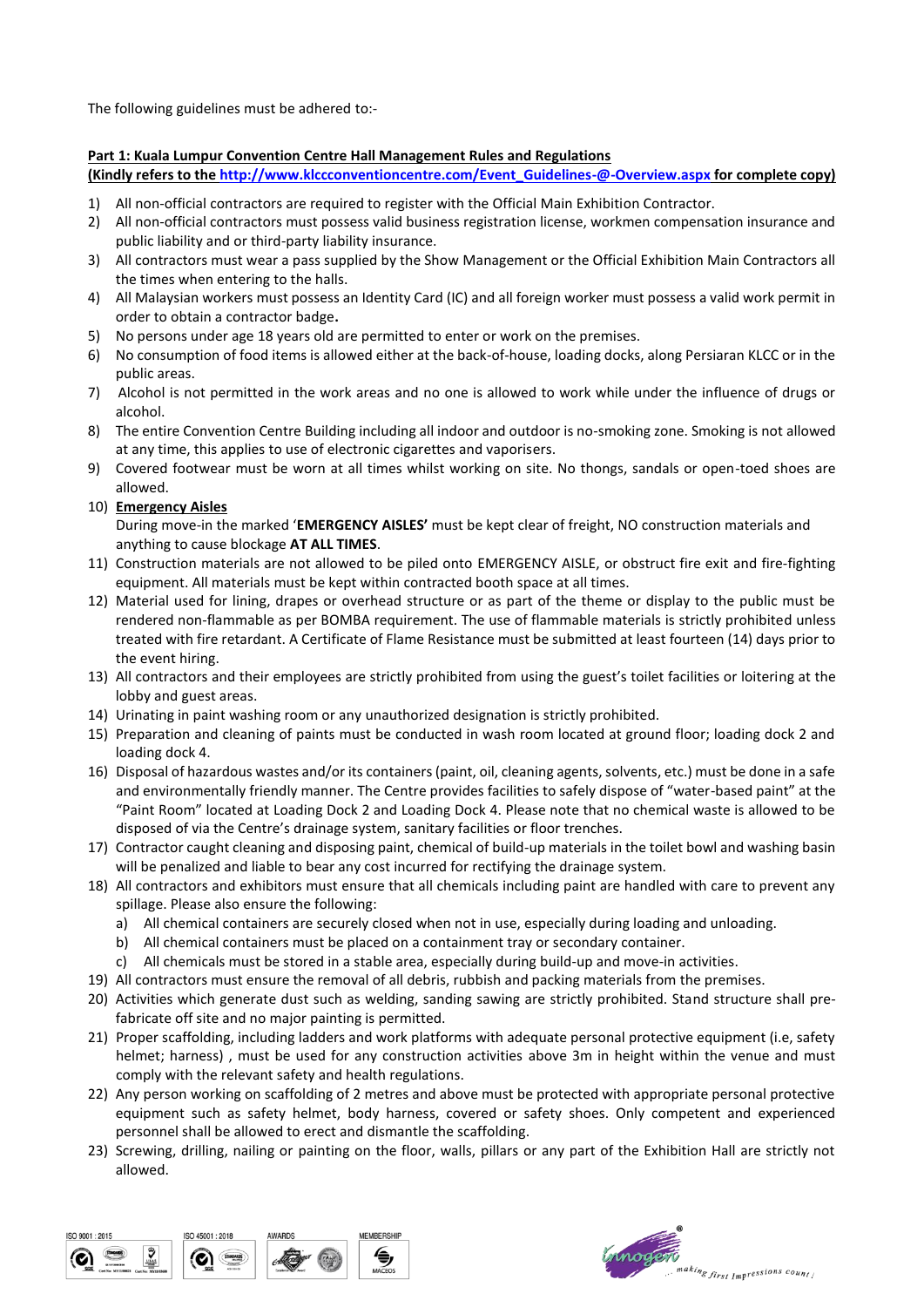The following guidelines must be adhered to:-

**Part 1: Kuala Lumpur Convention Centre Hall Management Rules and Regulations**
**(Kindly refers to the http://www.klccconventioncentre.com/Event_Guidelines-@-Overview.aspx for complete copy)**

1) All non-official contractors are required to register with the Official Main Exhibition Contractor.
2) All non-official contractors must possess valid business registration license, workmen compensation insurance and public liability and or third-party liability insurance.
3) All contractors must wear a pass supplied by the Show Management or the Official Exhibition Main Contractors all the times when entering to the halls.
4) All Malaysian workers must possess an Identity Card (IC) and all foreign worker must possess a valid work permit in order to obtain a contractor badge**.**
5) No persons under age 18 years old are permitted to enter or work on the premises.
6) No consumption of food items is allowed either at the back-of-house, loading docks, along Persiaran KLCC or in the public areas.
7) Alcohol is not permitted in the work areas and no one is allowed to work while under the influence of drugs or alcohol.
8) The entire Convention Centre Building including all indoor and outdoor is no-smoking zone. Smoking is not allowed at any time, this applies to use of electronic cigarettes and vaporisers.
9) Covered footwear must be worn at all times whilst working on site. No thongs, sandals or open-toed shoes are allowed.
10) **Emergency Aisles**
    During move-in the marked '**EMERGENCY AISLES'** must be kept clear of freight, NO construction materials and anything to cause blockage **AT ALL TIMES**.
11) Construction materials are not allowed to be piled onto EMERGENCY AISLE, or obstruct fire exit and fire-fighting equipment. All materials must be kept within contracted booth space at all times.
12) Material used for lining, drapes or overhead structure or as part of the theme or display to the public must be rendered non-flammable as per BOMBA requirement. The use of flammable materials is strictly prohibited unless treated with fire retardant. A Certificate of Flame Resistance must be submitted at least fourteen (14) days prior to the event hiring.
13) All contractors and their employees are strictly prohibited from using the guest's toilet facilities or loitering at the lobby and guest areas.
14) Urinating in paint washing room or any unauthorized designation is strictly prohibited.
15) Preparation and cleaning of paints must be conducted in wash room located at ground floor; loading dock 2 and loading dock 4.
16) Disposal of hazardous wastes and/or its containers (paint, oil, cleaning agents, solvents, etc.) must be done in a safe and environmentally friendly manner. The Centre provides facilities to safely dispose of "water-based paint" at the "Paint Room" located at Loading Dock 2 and Loading Dock 4. Please note that no chemical waste is allowed to be disposed of via the Centre's drainage system, sanitary facilities or floor trenches.
17) Contractor caught cleaning and disposing paint, chemical of build-up materials in the toilet bowl and washing basin will be penalized and liable to bear any cost incurred for rectifying the drainage system.
18) All contractors and exhibitors must ensure that all chemicals including paint are handled with care to prevent any spillage. Please also ensure the following:
    a) All chemical containers are securely closed when not in use, especially during loading and unloading.
    b) All chemical containers must be placed on a containment tray or secondary container.
    c) All chemicals must be stored in a stable area, especially during build-up and move-in activities.
19) All contractors must ensure the removal of all debris, rubbish and packing materials from the premises.
20) Activities which generate dust such as welding, sanding sawing are strictly prohibited. Stand structure shall pre-fabricate off site and no major painting is permitted.
21) Proper scaffolding, including ladders and work platforms with adequate personal protective equipment (i.e, safety helmet; harness) , must be used for any construction activities above 3m in height within the venue and must comply with the relevant safety and health regulations.
22) Any person working on scaffolding of 2 metres and above must be protected with appropriate personal protective equipment such as safety helmet, body harness, covered or safety shoes. Only competent and experienced personnel shall be allowed to erect and dismantle the scaffolding.
23) Screwing, drilling, nailing or painting on the floor, walls, pillars or any part of the Exhibition Hall are strictly not allowed.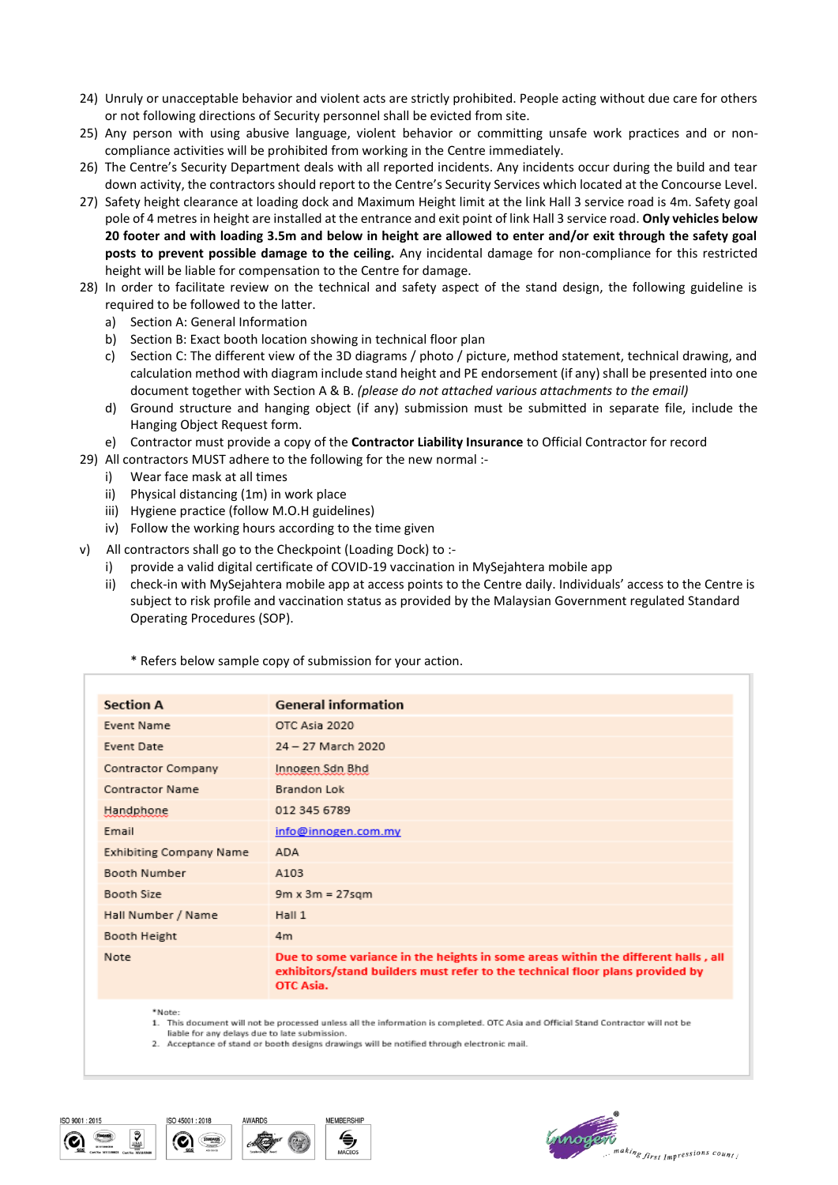24) Unruly or unacceptable behavior and violent acts are strictly prohibited. People acting without due care for others or not following directions of Security personnel shall be evicted from site.
25) Any person with using abusive language, violent behavior or committing unsafe work practices and or non-compliance activities will be prohibited from working in the Centre immediately.
26) The Centre's Security Department deals with all reported incidents. Any incidents occur during the build and tear down activity, the contractors should report to the Centre's Security Services which located at the Concourse Level.
27) Safety height clearance at loading dock and Maximum Height limit at the link Hall 3 service road is 4m. Safety goal pole of 4 metres in height are installed at the entrance and exit point of link Hall 3 service road. **Only vehicles below 20 footer and with loading 3.5m and below in height are allowed to enter and/or exit through the safety goal posts to prevent possible damage to the ceiling.** Any incidental damage for non-compliance for this restricted height will be liable for compensation to the Centre for damage.
28) In order to facilitate review on the technical and safety aspect of the stand design, the following guideline is required to be followed to the latter.
    a) Section A: General Information
    b) Section B: Exact booth location showing in technical floor plan
    c) Section C: The different view of the 3D diagrams / photo / picture, method statement, technical drawing, and calculation method with diagram include stand height and PE endorsement (if any) shall be presented into one document together with Section A & B. *(please do not attached various attachments to the email)*
    d) Ground structure and hanging object (if any) submission must be submitted in separate file, include the Hanging Object Request form.
    e) Contractor must provide a copy of the **Contractor Liability Insurance** to Official Contractor for record
29) All contractors MUST adhere to the following for the new normal :-
    i) Wear face mask at all times
    ii) Physical distancing (1m) in work place
    iii) Hygiene practice (follow M.O.H guidelines)
    iv) Follow the working hours according to the time given

v) All contractors shall go to the Checkpoint (Loading Dock) to :-
    i) provide a valid digital certificate of COVID-19 vaccination in MySejahtera mobile app
    ii) check-in with MySejahtera mobile app at access points to the Centre daily. Individuals' access to the Centre is subject to risk profile and vaccination status as provided by the Malaysian Government regulated Standard Operating Procedures (SOP).

\* Refers below sample copy of submission for your action.

| **Section A** | **General information** |
|---|---|
| Event Name | OTC Asia 2020 |
| Event Date | 24 – 27 March 2020 |
| Contractor Company | Innogen Sdn Bhd |
| Contractor Name | Brandon Lok |
| Handphone | 012 345 6789 |
| Email | info@innogen.com.my |
| Exhibiting Company Name | ADA |
| Booth Number | A103 |
| Booth Size | 9m x 3m = 27sqm |
| Hall Number / Name | Hall 1 |
| Booth Height | 4m |
| Note | **Due to some variance in the heights in some areas within the different halls , all exhibitors/stand builders must refer to the technical floor plans provided by OTC Asia.** |

\*Note:
1. This document will not be processed unless all the information is completed. OTC Asia and Official Stand Contractor will not be liable for any delays due to late submission.
2. Acceptance of stand or booth designs drawings will be notified through electronic mail.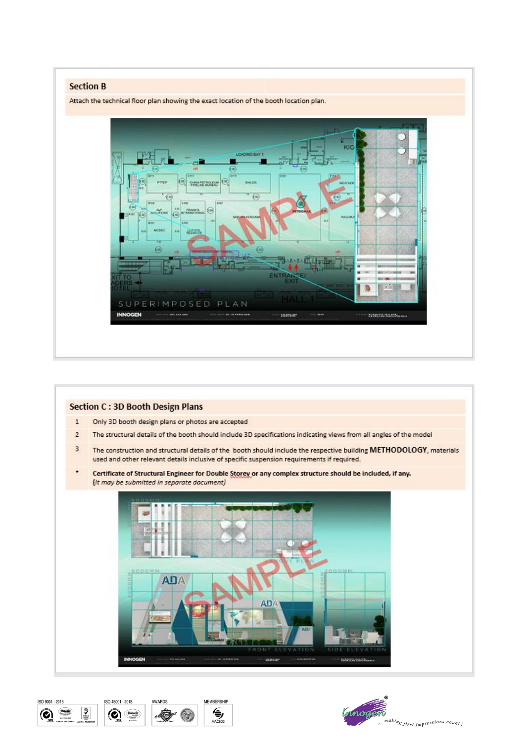## Section B

Attach the technical floor plan showing the exact location of the booth location plan.

## Section C : 3D Booth Design Plans

| | |
|---|---|
| 1 | Only 3D booth design plans or photos are accepted |
| 2 | The structural details of the booth should include 3D specifications indicating views from all angles of the model |
| 3 | The construction and structural details of the booth should include the respective building **METHODOLOGY**, materials used and other relevant details inclusive of specific suspension requirements if required. |
| * | **Certificate of Structural Engineer for Double Storey or any complex structure should be included, if any.** (*It may be submitted in separate document*) |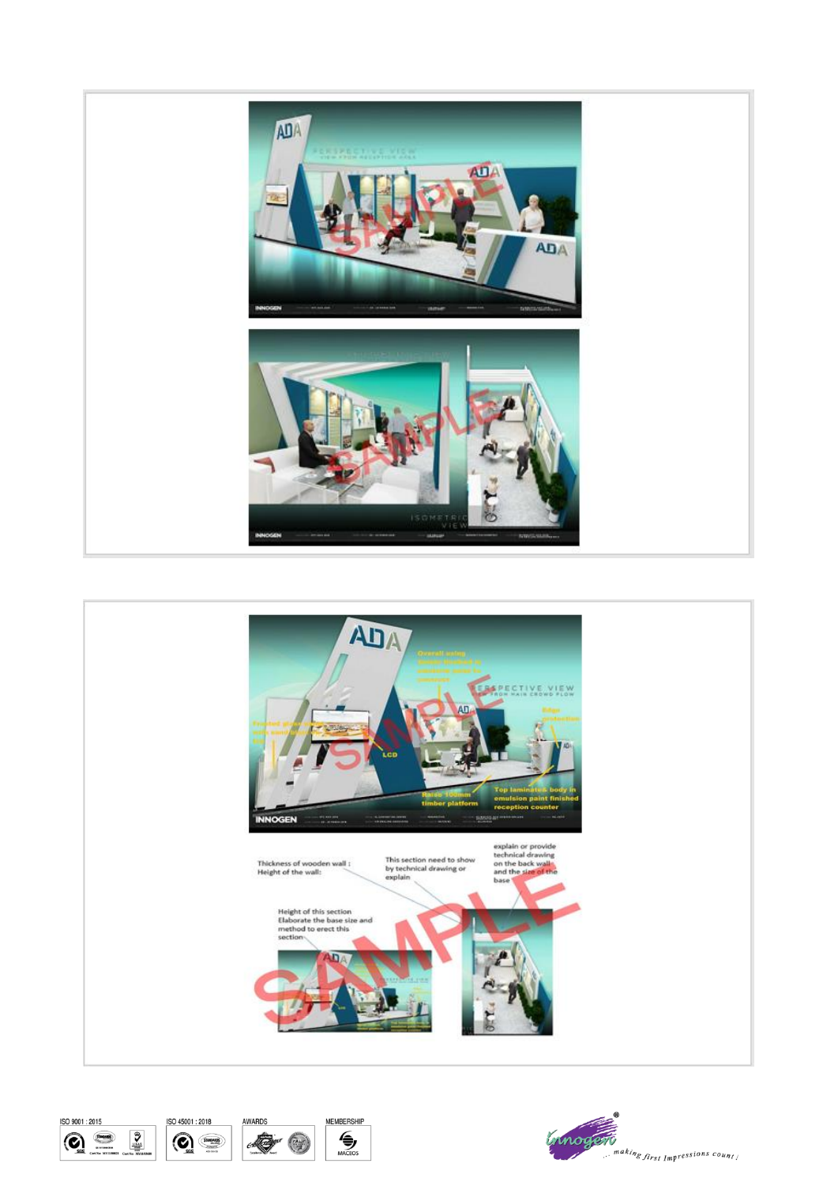Thickness of wooden wall :
Height of the wall:

This section need to show by technical drawing or explain

explain or provide technical drawing on the back wall and the size of the base

Height of this section
Elaborate the base size and method to erect this section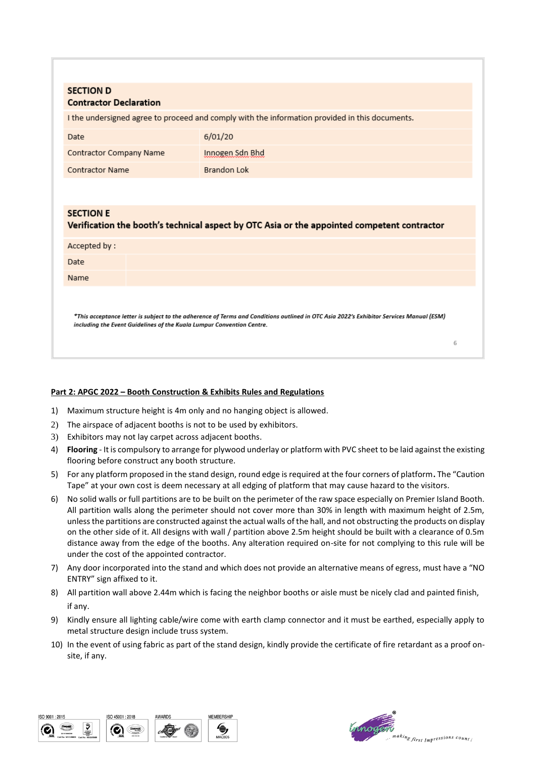| **SECTION D** **Contractor Declaration** | |
|---|---|
| I the undersigned agree to proceed and comply with the information provided in this documents. | |
| Date | 6/01/20 |
| Contractor Company Name | Innogen Sdn Bhd |
| Contractor Name | Brandon Lok |

| **SECTION E** **Verification the booth's technical aspect by OTC Asia or the appointed competent contractor** | |
|---|---|
| Accepted by : | |
| Date | |
| Name | |

*\*This acceptance letter is subject to the adherence of Terms and Conditions outlined in OTC Asia 2022's Exhibitor Services Manual (ESM) including the Event Guidelines of the Kuala Lumpur Convention Centre.*

**Part 2: APGC 2022 – Booth Construction & Exhibits Rules and Regulations**

1) Maximum structure height is 4m only and no hanging object is allowed.
2) The airspace of adjacent booths is not to be used by exhibitors.
3) Exhibitors may not lay carpet across adjacent booths.
4) **Flooring** - It is compulsory to arrange for plywood underlay or platform with PVC sheet to be laid against the existing flooring before construct any booth structure.
5) For any platform proposed in the stand design, round edge is required at the four corners of platform**.** The "Caution Tape" at your own cost is deem necessary at all edging of platform that may cause hazard to the visitors.
6) No solid walls or full partitions are to be built on the perimeter of the raw space especially on Premier Island Booth. All partition walls along the perimeter should not cover more than 30% in length with maximum height of 2.5m, unless the partitions are constructed against the actual walls of the hall, and not obstructing the products on display on the other side of it. All designs with wall / partition above 2.5m height should be built with a clearance of 0.5m distance away from the edge of the booths. Any alteration required on-site for not complying to this rule will be under the cost of the appointed contractor.
7) Any door incorporated into the stand and which does not provide an alternative means of egress, must have a "NO ENTRY" sign affixed to it.
8) All partition wall above 2.44m which is facing the neighbor booths or aisle must be nicely clad and painted finish, if any.
9) Kindly ensure all lighting cable/wire come with earth clamp connector and it must be earthed, especially apply to metal structure design include truss system.
10) In the event of using fabric as part of the stand design, kindly provide the certificate of fire retardant as a proof on-site, if any.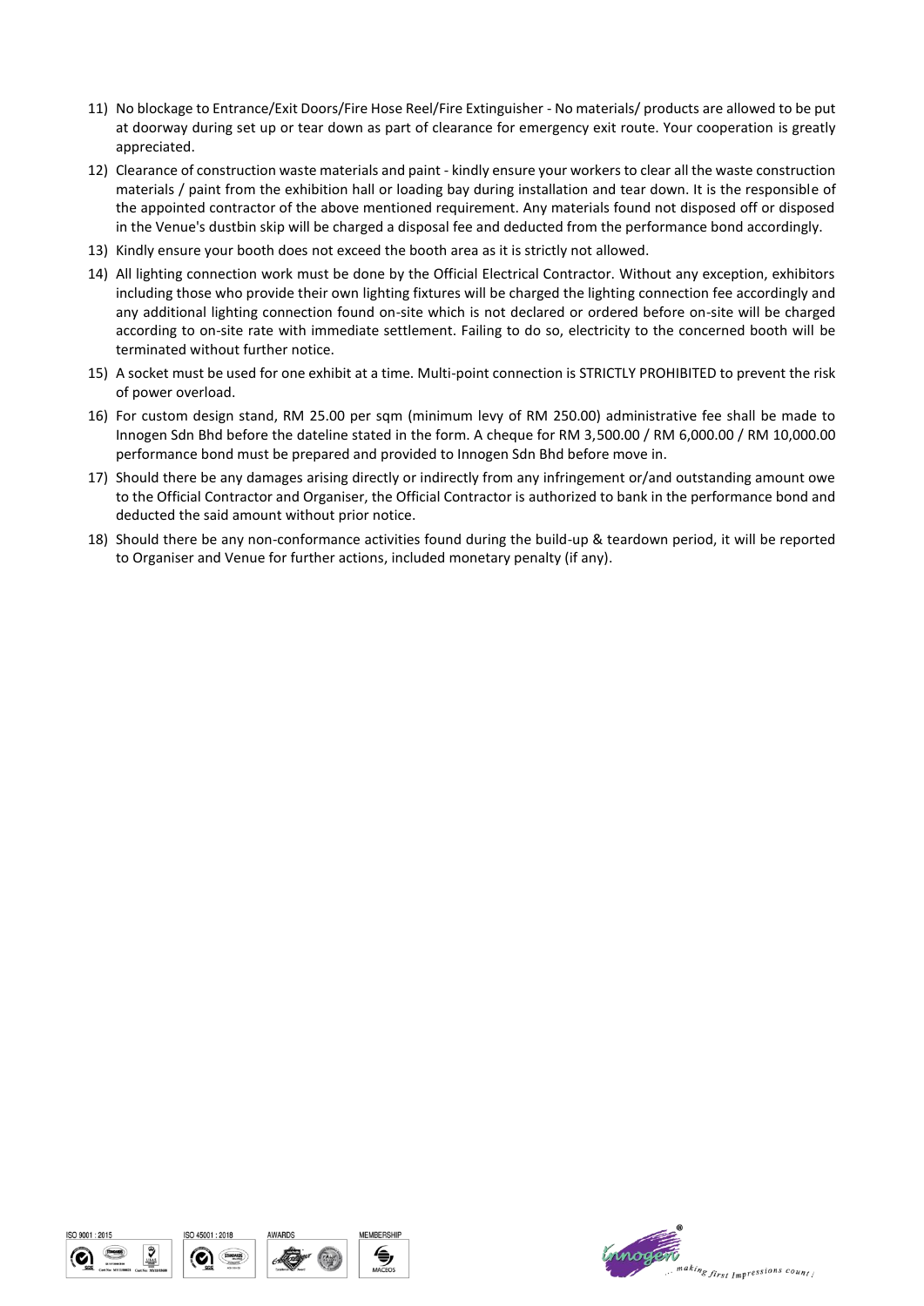11) No blockage to Entrance/Exit Doors/Fire Hose Reel/Fire Extinguisher - No materials/ products are allowed to be put at doorway during set up or tear down as part of clearance for emergency exit route. Your cooperation is greatly appreciated.
12) Clearance of construction waste materials and paint - kindly ensure your workers to clear all the waste construction materials / paint from the exhibition hall or loading bay during installation and tear down. It is the responsible of the appointed contractor of the above mentioned requirement. Any materials found not disposed off or disposed in the Venue's dustbin skip will be charged a disposal fee and deducted from the performance bond accordingly.
13) Kindly ensure your booth does not exceed the booth area as it is strictly not allowed.
14) All lighting connection work must be done by the Official Electrical Contractor. Without any exception, exhibitors including those who provide their own lighting fixtures will be charged the lighting connection fee accordingly and any additional lighting connection found on-site which is not declared or ordered before on-site will be charged according to on-site rate with immediate settlement. Failing to do so, electricity to the concerned booth will be terminated without further notice.
15) A socket must be used for one exhibit at a time. Multi-point connection is STRICTLY PROHIBITED to prevent the risk of power overload.
16) For custom design stand, RM 25.00 per sqm (minimum levy of RM 250.00) administrative fee shall be made to Innogen Sdn Bhd before the dateline stated in the form. A cheque for RM 3,500.00 / RM 6,000.00 / RM 10,000.00 performance bond must be prepared and provided to Innogen Sdn Bhd before move in.
17) Should there be any damages arising directly or indirectly from any infringement or/and outstanding amount owe to the Official Contractor and Organiser, the Official Contractor is authorized to bank in the performance bond and deducted the said amount without prior notice.
18) Should there be any non-conformance activities found during the build-up & teardown period, it will be reported to Organiser and Venue for further actions, included monetary penalty (if any).